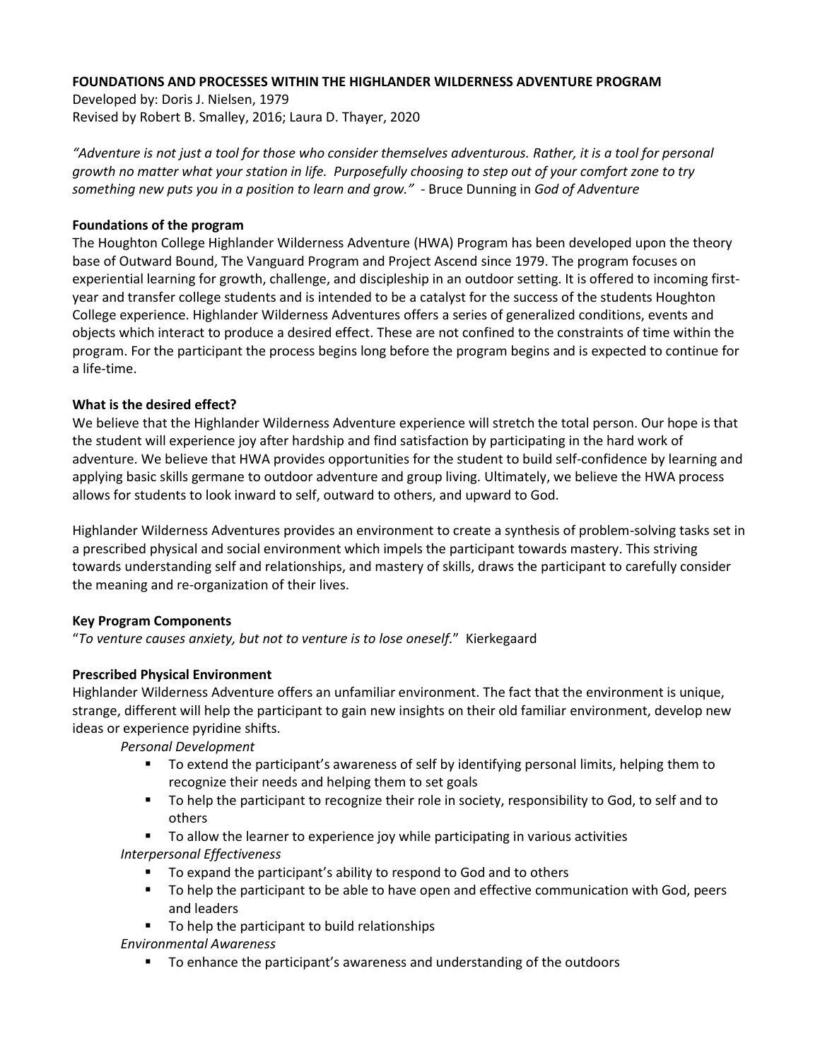**FOUNDATIONS AND PROCESSES WITHIN THE HIGHLANDER WILDERNESS ADVENTURE PROGRAM**

Developed by: Doris J. Nielsen, 1979
Revised by Robert B. Smalley, 2016; Laura D. Thayer, 2020

*"Adventure is not just a tool for those who consider themselves adventurous. Rather, it is a tool for personal growth no matter what your station in life. Purposefully choosing to step out of your comfort zone to try something new puts you in a position to learn and grow."* - Bruce Dunning in *God of Adventure*

**Foundations of the program**

The Houghton College Highlander Wilderness Adventure (HWA) Program has been developed upon the theory base of Outward Bound, The Vanguard Program and Project Ascend since 1979. The program focuses on experiential learning for growth, challenge, and discipleship in an outdoor setting. It is offered to incoming first-year and transfer college students and is intended to be a catalyst for the success of the students Houghton College experience. Highlander Wilderness Adventures offers a series of generalized conditions, events and objects which interact to produce a desired effect. These are not confined to the constraints of time within the program. For the participant the process begins long before the program begins and is expected to continue for a life-time.

**What is the desired effect?**

We believe that the Highlander Wilderness Adventure experience will stretch the total person. Our hope is that the student will experience joy after hardship and find satisfaction by participating in the hard work of adventure. We believe that HWA provides opportunities for the student to build self-confidence by learning and applying basic skills germane to outdoor adventure and group living. Ultimately, we believe the HWA process allows for students to look inward to self, outward to others, and upward to God.

Highlander Wilderness Adventures provides an environment to create a synthesis of problem-solving tasks set in a prescribed physical and social environment which impels the participant towards mastery. This striving towards understanding self and relationships, and mastery of skills, draws the participant to carefully consider the meaning and re-organization of their lives.

**Key Program Components**

"*To venture causes anxiety, but not to venture is to lose oneself.*" Kierkegaard

**Prescribed Physical Environment**

Highlander Wilderness Adventure offers an unfamiliar environment. The fact that the environment is unique, strange, different will help the participant to gain new insights on their old familiar environment, develop new ideas or experience pyridine shifts.

*Personal Development*

- To extend the participant's awareness of self by identifying personal limits, helping them to recognize their needs and helping them to set goals
- To help the participant to recognize their role in society, responsibility to God, to self and to others
- To allow the learner to experience joy while participating in various activities

*Interpersonal Effectiveness*

- To expand the participant's ability to respond to God and to others
- To help the participant to be able to have open and effective communication with God, peers and leaders
- To help the participant to build relationships

*Environmental Awareness*

- To enhance the participant's awareness and understanding of the outdoors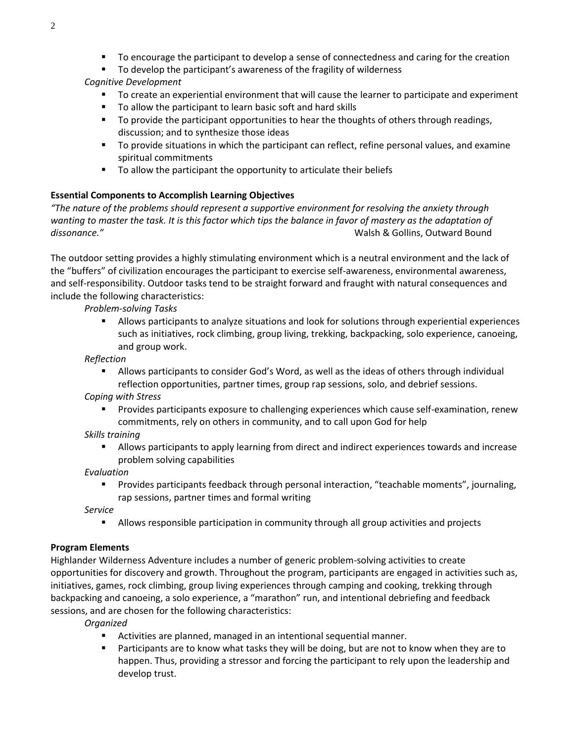- To encourage the participant to develop a sense of connectedness and caring for the creation
- To develop the participant's awareness of the fragility of wilderness

*Cognitive Development*

- To create an experiential environment that will cause the learner to participate and experiment
- To allow the participant to learn basic soft and hard skills
- To provide the participant opportunities to hear the thoughts of others through readings, discussion; and to synthesize those ideas
- To provide situations in which the participant can reflect, refine personal values, and examine spiritual commitments
- To allow the participant the opportunity to articulate their beliefs

**Essential Components to Accomplish Learning Objectives**

*"The nature of the problems should represent a supportive environment for resolving the anxiety through wanting to master the task. It is this factor which tips the balance in favor of mastery as the adaptation of dissonance."* Walsh & Gollins, Outward Bound

The outdoor setting provides a highly stimulating environment which is a neutral environment and the lack of the "buffers" of civilization encourages the participant to exercise self-awareness, environmental awareness, and self-responsibility. Outdoor tasks tend to be straight forward and fraught with natural consequences and include the following characteristics:

*Problem-solving Tasks*

- Allows participants to analyze situations and look for solutions through experiential experiences such as initiatives, rock climbing, group living, trekking, backpacking, solo experience, canoeing, and group work.

*Reflection*

- Allows participants to consider God's Word, as well as the ideas of others through individual reflection opportunities, partner times, group rap sessions, solo, and debrief sessions.

*Coping with Stress*

- Provides participants exposure to challenging experiences which cause self-examination, renew commitments, rely on others in community, and to call upon God for help

*Skills training*

- Allows participants to apply learning from direct and indirect experiences towards and increase problem solving capabilities

*Evaluation*

- Provides participants feedback through personal interaction, "teachable moments", journaling, rap sessions, partner times and formal writing

*Service*

- Allows responsible participation in community through all group activities and projects

**Program Elements**

Highlander Wilderness Adventure includes a number of generic problem-solving activities to create opportunities for discovery and growth. Throughout the program, participants are engaged in activities such as, initiatives, games, rock climbing, group living experiences through camping and cooking, trekking through backpacking and canoeing, a solo experience, a "marathon" run, and intentional debriefing and feedback sessions, and are chosen for the following characteristics:

*Organized*

- Activities are planned, managed in an intentional sequential manner.
- Participants are to know what tasks they will be doing, but are not to know when they are to happen. Thus, providing a stressor and forcing the participant to rely upon the leadership and develop trust.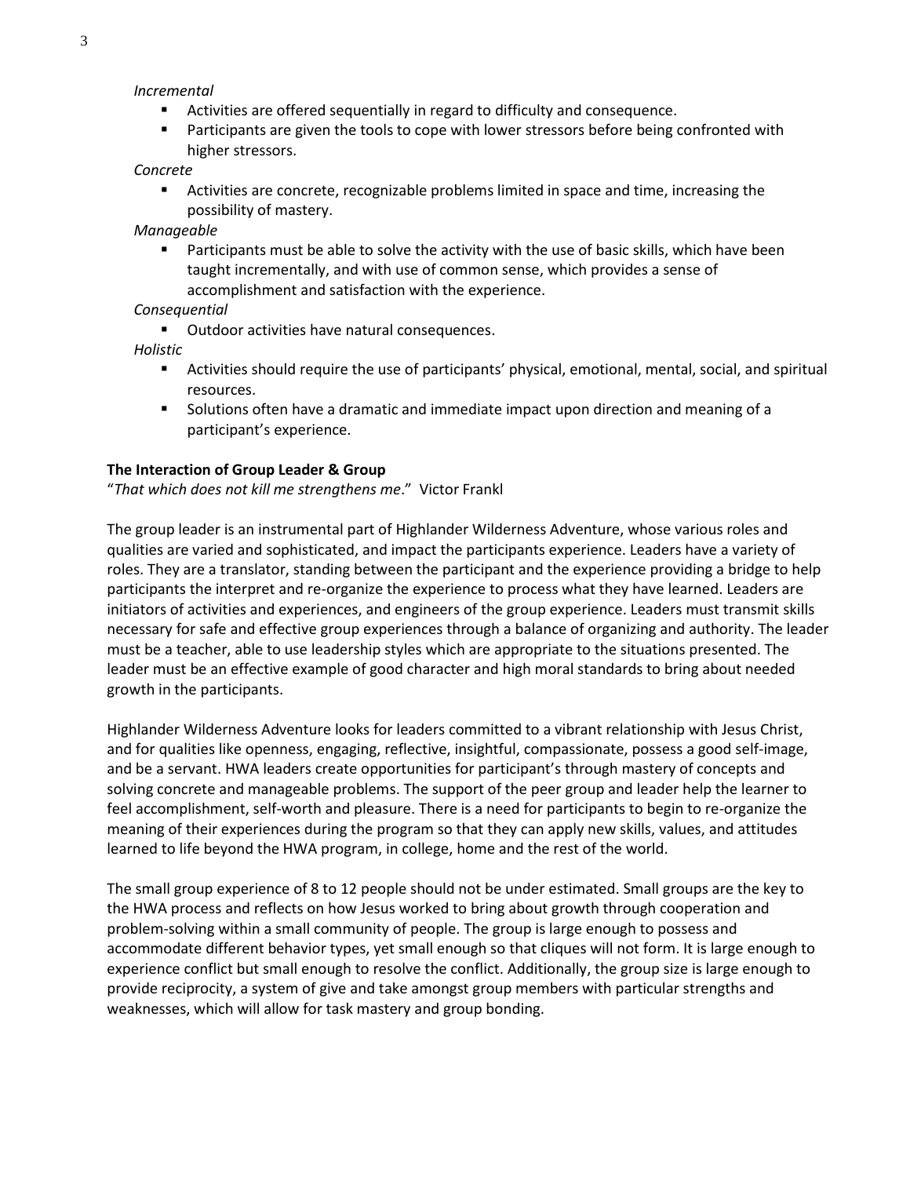*Incremental*

- Activities are offered sequentially in regard to difficulty and consequence.
- Participants are given the tools to cope with lower stressors before being confronted with higher stressors.

*Concrete*

- Activities are concrete, recognizable problems limited in space and time, increasing the possibility of mastery.

*Manageable*

- Participants must be able to solve the activity with the use of basic skills, which have been taught incrementally, and with use of common sense, which provides a sense of accomplishment and satisfaction with the experience.

*Consequential*

- Outdoor activities have natural consequences.

*Holistic*

- Activities should require the use of participants' physical, emotional, mental, social, and spiritual resources.
- Solutions often have a dramatic and immediate impact upon direction and meaning of a participant's experience.

**The Interaction of Group Leader & Group**

"*That which does not kill me strengthens me*." Victor Frankl

The group leader is an instrumental part of Highlander Wilderness Adventure, whose various roles and qualities are varied and sophisticated, and impact the participants experience. Leaders have a variety of roles. They are a translator, standing between the participant and the experience providing a bridge to help participants the interpret and re-organize the experience to process what they have learned. Leaders are initiators of activities and experiences, and engineers of the group experience. Leaders must transmit skills necessary for safe and effective group experiences through a balance of organizing and authority. The leader must be a teacher, able to use leadership styles which are appropriate to the situations presented. The leader must be an effective example of good character and high moral standards to bring about needed growth in the participants.

Highlander Wilderness Adventure looks for leaders committed to a vibrant relationship with Jesus Christ, and for qualities like openness, engaging, reflective, insightful, compassionate, possess a good self-image, and be a servant. HWA leaders create opportunities for participant's through mastery of concepts and solving concrete and manageable problems. The support of the peer group and leader help the learner to feel accomplishment, self-worth and pleasure. There is a need for participants to begin to re-organize the meaning of their experiences during the program so that they can apply new skills, values, and attitudes learned to life beyond the HWA program, in college, home and the rest of the world.

The small group experience of 8 to 12 people should not be under estimated. Small groups are the key to the HWA process and reflects on how Jesus worked to bring about growth through cooperation and problem-solving within a small community of people. The group is large enough to possess and accommodate different behavior types, yet small enough so that cliques will not form. It is large enough to experience conflict but small enough to resolve the conflict. Additionally, the group size is large enough to provide reciprocity, a system of give and take amongst group members with particular strengths and weaknesses, which will allow for task mastery and group bonding.